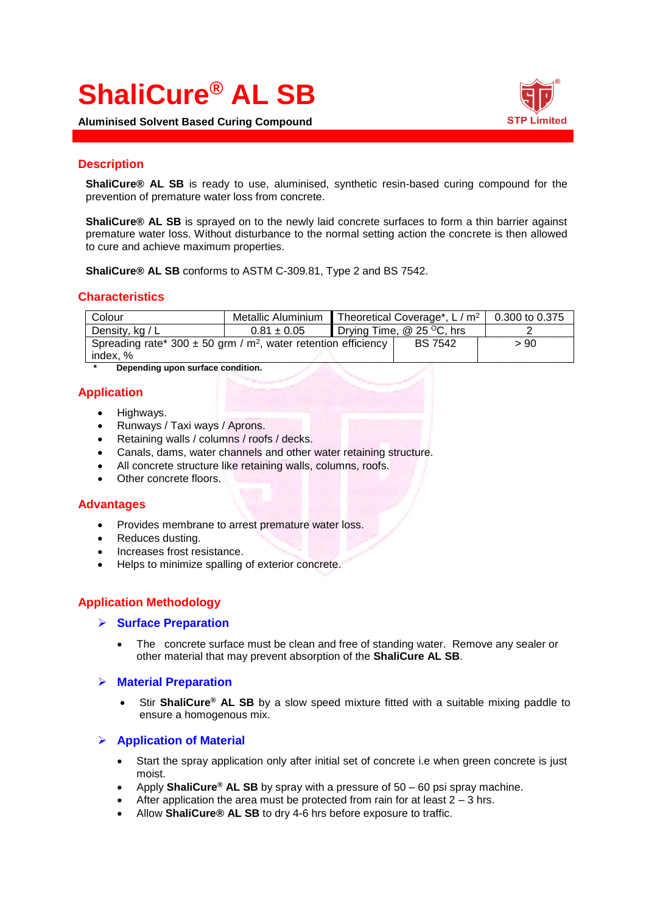# ShaliCure® AL SB

**Aluminised Solvent Based Curing Compound**

STP Limited

## Description

**ShaliCure® AL SB** is ready to use, aluminised, synthetic resin-based curing compound for the prevention of premature water loss from concrete.

**ShaliCure® AL SB** is sprayed on to the newly laid concrete surfaces to form a thin barrier against premature water loss. Without disturbance to the normal setting action the concrete is then allowed to cure and achieve maximum properties.

**ShaliCure® AL SB** conforms to ASTM C-309.81, Type 2 and BS 7542.

## Characteristics

| | | | |
|---|---|---|---|
| Colour | Metallic Aluminium | Theoretical Coverage*, L / $m^2$ | 0.300 to 0.375 |
| Density, kg / L | 0.81 ± 0.05 | Drying Time, @ 25 $^{O}$C, hrs | 2 |
| Spreading rate* 300 ± 50 grm / $m^2$, water retention efficiency index, % | | BS 7542 | > 90 |

\* **Depending upon surface condition.**

## Application

- Highways.
- Runways / Taxi ways / Aprons.
- Retaining walls / columns / roofs / decks.
- Canals, dams, water channels and other water retaining structure.
- All concrete structure like retaining walls, columns, roofs.
- Other concrete floors.

## Advantages

- Provides membrane to arrest premature water loss.
- Reduces dusting.
- Increases frost resistance.
- Helps to minimize spalling of exterior concrete.

## Application Methodology

### Surface Preparation

- The concrete surface must be clean and free of standing water. Remove any sealer or other material that may prevent absorption of the **ShaliCure AL SB**.

### Material Preparation

- Stir **ShaliCure® AL SB** by a slow speed mixture fitted with a suitable mixing paddle to ensure a homogenous mix.

### Application of Material

- Start the spray application only after initial set of concrete i.e when green concrete is just moist.
- Apply **ShaliCure® AL SB** by spray with a pressure of 50 – 60 psi spray machine.
- After application the area must be protected from rain for at least 2 – 3 hrs.
- Allow **ShaliCure® AL SB** to dry 4-6 hrs before exposure to traffic.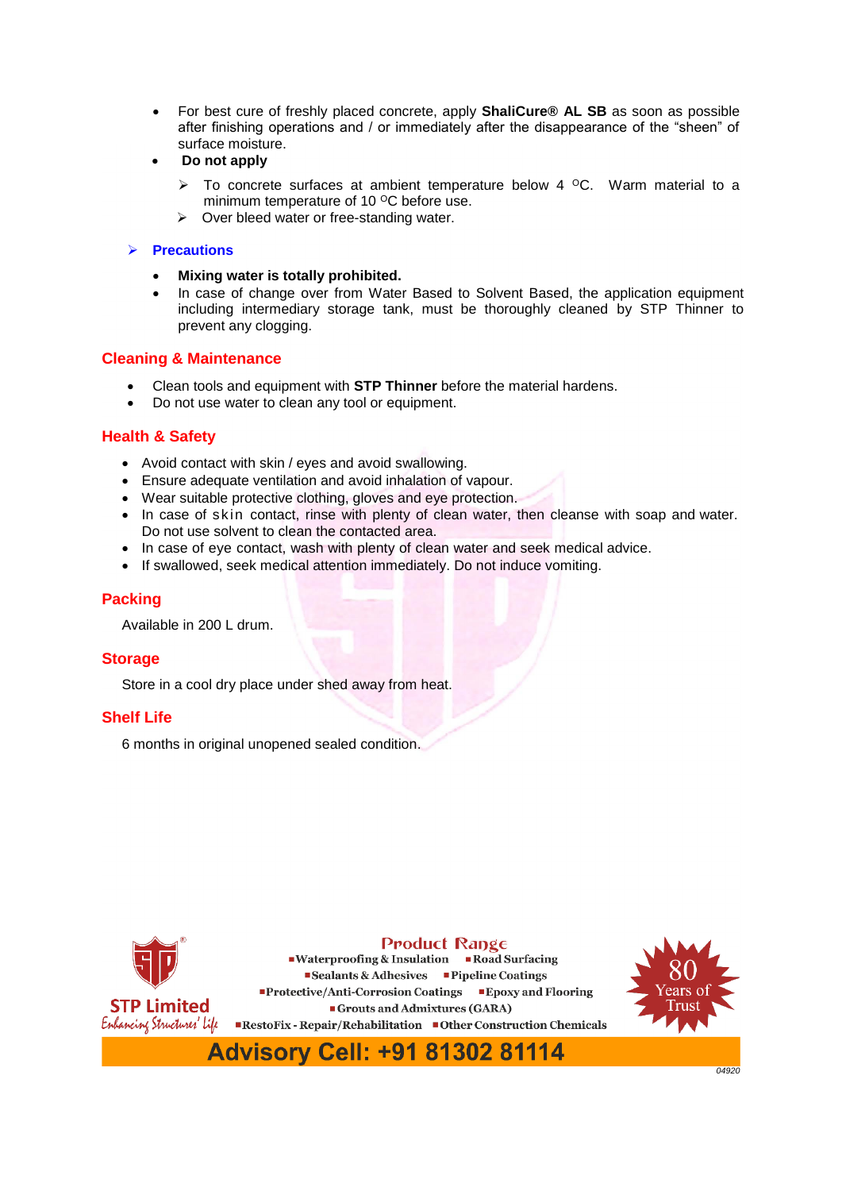- For best cure of freshly placed concrete, apply **ShaliCure® AL SB** as soon as possible after finishing operations and / or immediately after the disappearance of the "sheen" of surface moisture.
- **Do not apply**
  - To concrete surfaces at ambient temperature below 4 $^{O}$C. Warm material to a minimum temperature of 10 $^{O}$C before use.
  - Over bleed water or free-standing water.

### Precautions

- **Mixing water is totally prohibited.**
- In case of change over from Water Based to Solvent Based, the application equipment including intermediary storage tank, must be thoroughly cleaned by STP Thinner to prevent any clogging.

## Cleaning & Maintenance

- Clean tools and equipment with **STP Thinner** before the material hardens.
- Do not use water to clean any tool or equipment.

## Health & Safety

- Avoid contact with skin / eyes and avoid swallowing.
- Ensure adequate ventilation and avoid inhalation of vapour.
- Wear suitable protective clothing, gloves and eye protection.
- In case of skin contact, rinse with plenty of clean water, then cleanse with soap and water. Do not use solvent to clean the contacted area.
- In case of eye contact, wash with plenty of clean water and seek medical advice.
- If swallowed, seek medical attention immediately. Do not induce vomiting.

## Packing

Available in 200 L drum.

## Storage

Store in a cool dry place under shed away from heat.

## Shelf Life

6 months in original unopened sealed condition.

STP Limited
*Enhancing Structures' Life*

**Product Range**

- Waterproofing & Insulation
- Road Surfacing
- Sealants & Adhesives
- Pipeline Coatings
- Protective/Anti-Corrosion Coatings
- Epoxy and Flooring
- Grouts and Admixtures (GARA)
- RestoFix - Repair/Rehabilitation
- Other Construction Chemicals

80 Years of Trust

**Advisory Cell: +91 81302 81114**

04920